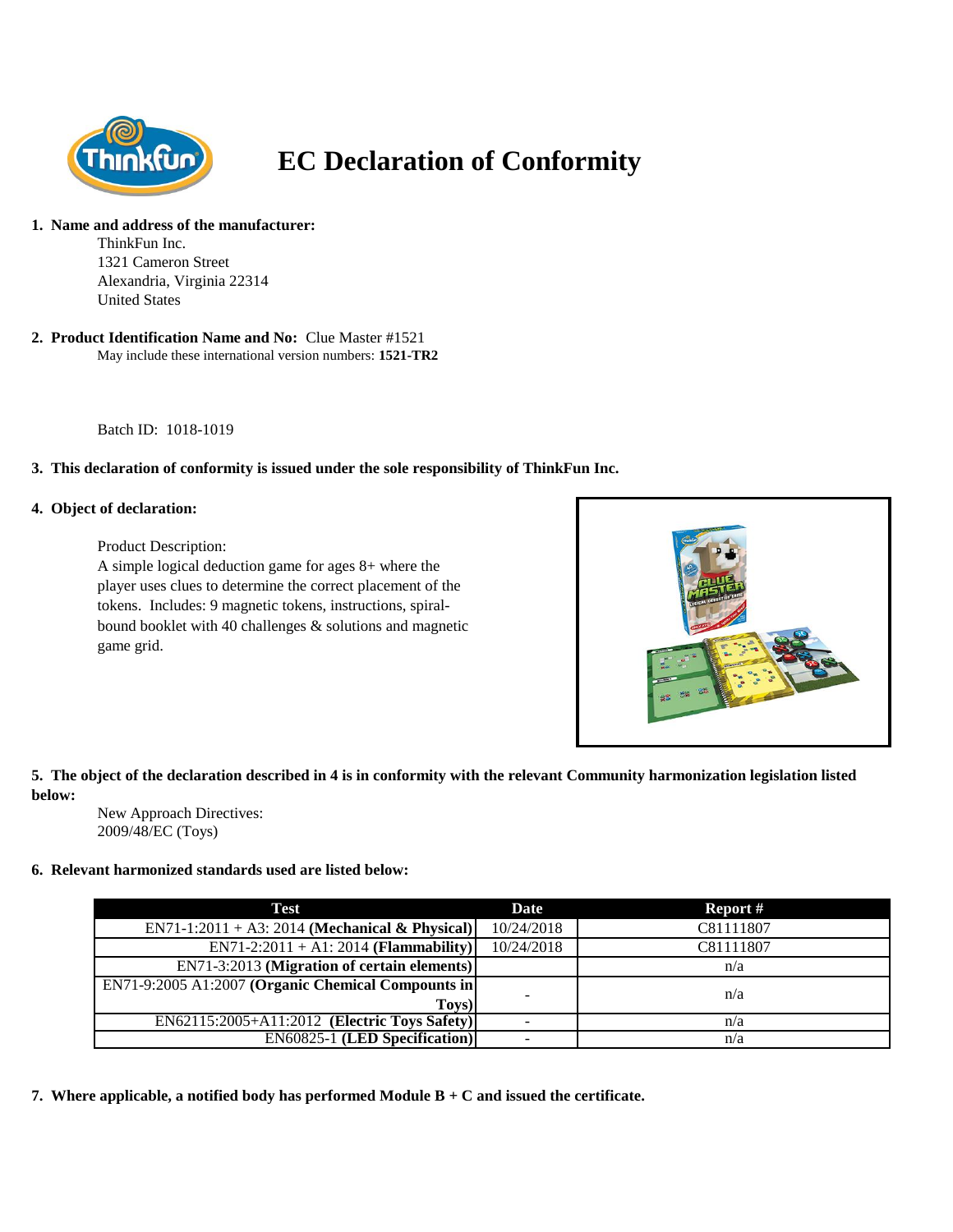# EC Declaration of Conformity

1. **Name and address of the manufacturer:**

   ThinkFun Inc.
   1321 Cameron Street
   Alexandria, Virginia 22314
   United States

2. **Product Identification Name and No:** Clue Master #1521

   May include these international version numbers: **1521-TR2**

   Batch ID: 1018-1019

3. **This declaration of conformity is issued under the sole responsibility of ThinkFun Inc.**

4. **Object of declaration:**

   Product Description:
   A simple logical deduction game for ages 8+ where the player uses clues to determine the correct placement of the tokens. Includes: 9 magnetic tokens, instructions, spiral-bound booklet with 40 challenges & solutions and magnetic game grid.

5. **The object of the declaration described in 4 is in conformity with the relevant Community harmonization legislation listed below:**

   New Approach Directives:
   2009/48/EC (Toys)

6. **Relevant harmonized standards used are listed below:**

| Test | Date | Report # |
|---|---|---|
| EN71-1:2011 + A3: 2014 **(Mechanical & Physical)** | 10/24/2018 | C81111807 |
| EN71-2:2011 + A1: 2014 **(Flammability)** | 10/24/2018 | C81111807 |
| EN71-3:2013 **(Migration of certain elements)** | | n/a |
| EN71-9:2005 A1:2007 **(Organic Chemical Compounds in Toys)** | - | n/a |
| EN62115:2005+A11:2012 **(Electric Toys Safety)** | - | n/a |
| EN60825-1 **(LED Specification)** | - | n/a |

7. **Where applicable, a notified body has performed Module B + C and issued the certificate.**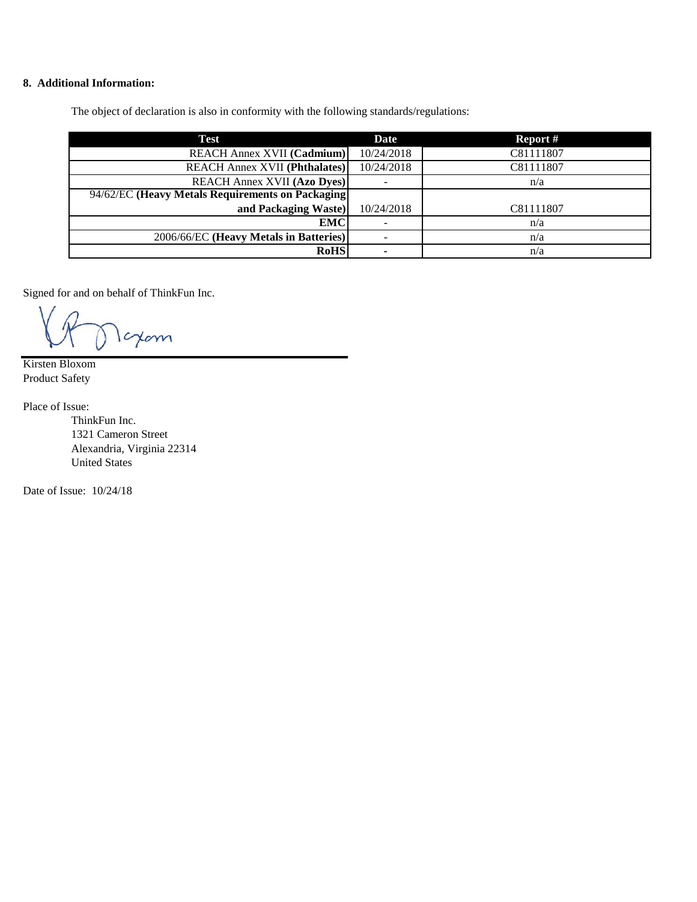**8. Additional Information:**

The object of declaration is also in conformity with the following standards/regulations:

| Test | Date | Report # |
|---|---|---|
| REACH Annex XVII **(Cadmium)** | 10/24/2018 | C81111807 |
| REACH Annex XVII **(Phthalates)** | 10/24/2018 | C81111807 |
| REACH Annex XVII **(Azo Dyes)** | - | n/a |
| 94/62/EC **(Heavy Metals Requirements on Packaging and Packaging Waste)** | 10/24/2018 | C81111807 |
| **EMC** | - | n/a |
| 2006/66/EC **(Heavy Metals in Batteries)** | - | n/a |
| **RoHS** | - | n/a |

Signed for and on behalf of ThinkFun Inc.

Kirsten Bloxom
Product Safety

Place of Issue:

ThinkFun Inc.
1321 Cameron Street
Alexandria, Virginia 22314
United States

Date of Issue: 10/24/18